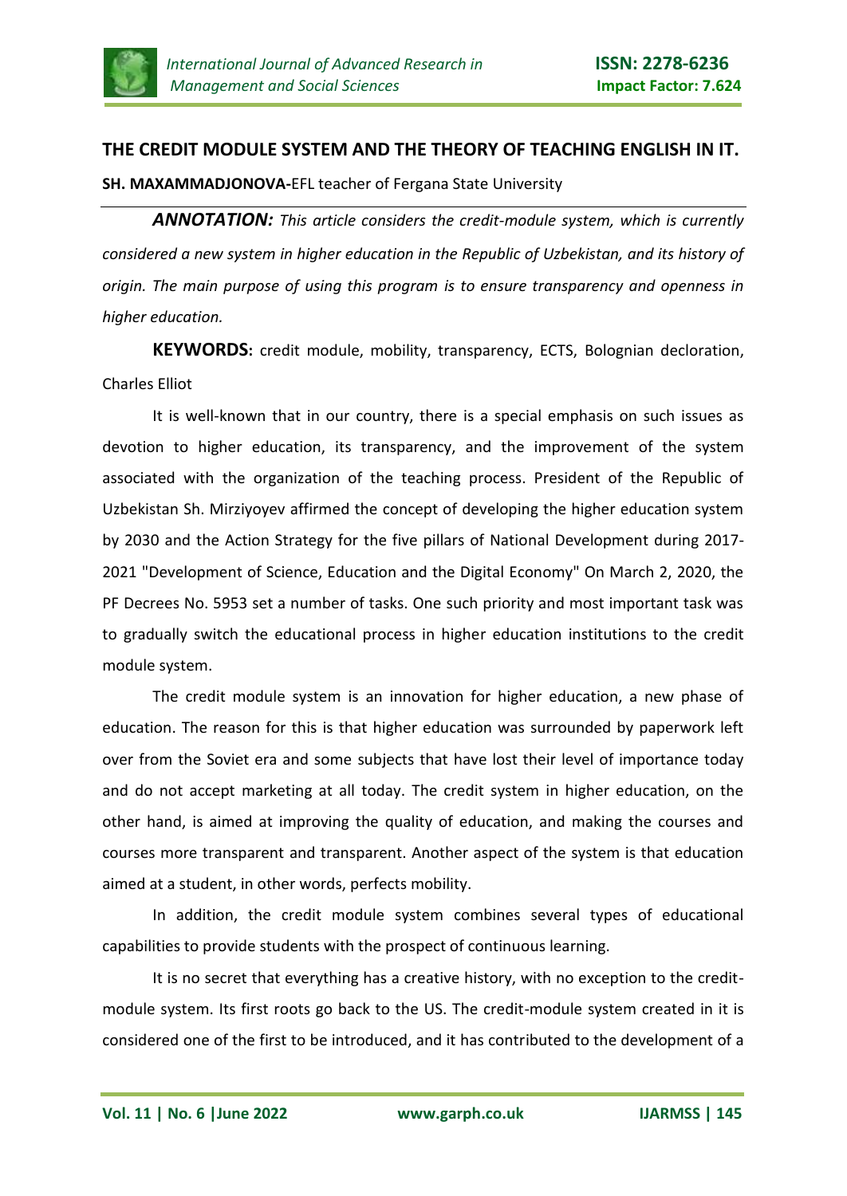# THE CREDIT MODULE SYSTEM AND THE THEORY OF TEACHING ENGLISH IN IT.

**SH. MAXAMMADJONOVA-**EFL teacher of Fergana State University

***ANNOTATION:*** *This article considers the credit-module system, which is currently considered a new system in higher education in the Republic of Uzbekistan, and its history of origin. The main purpose of using this program is to ensure transparency and openness in higher education.*

**KEYWORDS:** credit module, mobility, transparency, ECTS, Bolognian decloration, Charles Elliot

It is well-known that in our country, there is a special emphasis on such issues as devotion to higher education, its transparency, and the improvement of the system associated with the organization of the teaching process. President of the Republic of Uzbekistan Sh. Mirziyoyev affirmed the concept of developing the higher education system by 2030 and the Action Strategy for the five pillars of National Development during 2017-2021 "Development of Science, Education and the Digital Economy" On March 2, 2020, the PF Decrees No. 5953 set a number of tasks. One such priority and most important task was to gradually switch the educational process in higher education institutions to the credit module system.

The credit module system is an innovation for higher education, a new phase of education. The reason for this is that higher education was surrounded by paperwork left over from the Soviet era and some subjects that have lost their level of importance today and do not accept marketing at all today. The credit system in higher education, on the other hand, is aimed at improving the quality of education, and making the courses and courses more transparent and transparent. Another aspect of the system is that education aimed at a student, in other words, perfects mobility.

In addition, the credit module system combines several types of educational capabilities to provide students with the prospect of continuous learning.

It is no secret that everything has a creative history, with no exception to the credit-module system. Its first roots go back to the US. The credit-module system created in it is considered one of the first to be introduced, and it has contributed to the development of a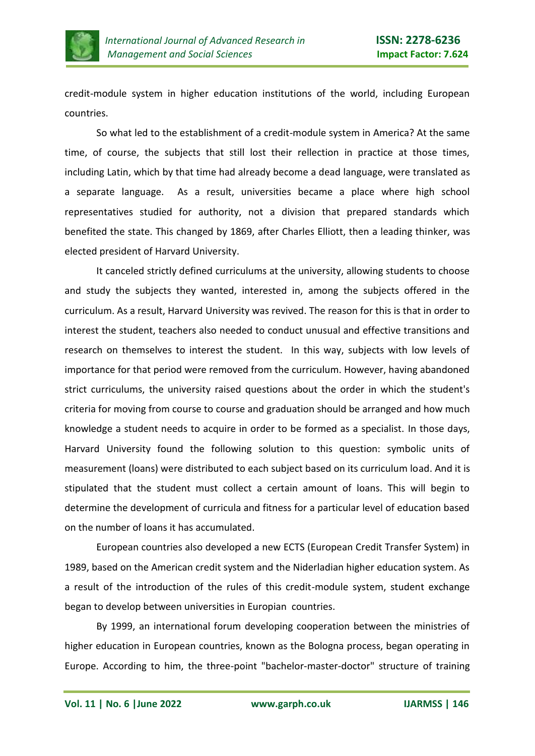credit-module system in higher education institutions of the world, including European countries.

So what led to the establishment of a credit-module system in America? At the same time, of course, the subjects that still lost their rellection in practice at those times, including Latin, which by that time had already become a dead language, were translated as a separate language. As a result, universities became a place where high school representatives studied for authority, not a division that prepared standards which benefited the state. This changed by 1869, after Charles Elliott, then a leading thinker, was elected president of Harvard University.

It canceled strictly defined curriculums at the university, allowing students to choose and study the subjects they wanted, interested in, among the subjects offered in the curriculum. As a result, Harvard University was revived. The reason for this is that in order to interest the student, teachers also needed to conduct unusual and effective transitions and research on themselves to interest the student. In this way, subjects with low levels of importance for that period were removed from the curriculum. However, having abandoned strict curriculums, the university raised questions about the order in which the student's criteria for moving from course to course and graduation should be arranged and how much knowledge a student needs to acquire in order to be formed as a specialist. In those days, Harvard University found the following solution to this question: symbolic units of measurement (loans) were distributed to each subject based on its curriculum load. And it is stipulated that the student must collect a certain amount of loans. This will begin to determine the development of curricula and fitness for a particular level of education based on the number of loans it has accumulated.

European countries also developed a new ECTS (European Credit Transfer System) in 1989, based on the American credit system and the Niderladian higher education system. As a result of the introduction of the rules of this credit-module system, student exchange began to develop between universities in Europian countries.

By 1999, an international forum developing cooperation between the ministries of higher education in European countries, known as the Bologna process, began operating in Europe. According to him, the three-point "bachelor-master-doctor" structure of training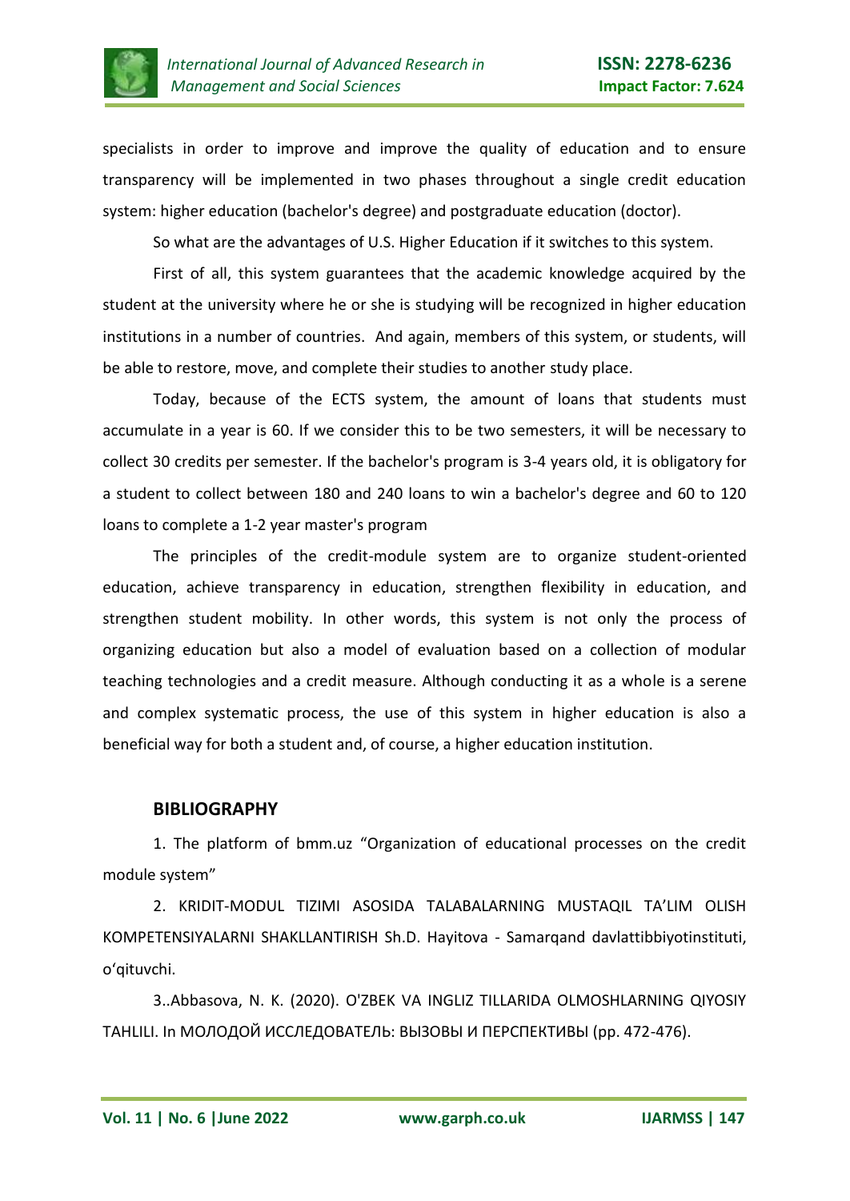specialists in order to improve and improve the quality of education and to ensure transparency will be implemented in two phases throughout a single credit education system: higher education (bachelor's degree) and postgraduate education (doctor).

So what are the advantages of U.S. Higher Education if it switches to this system.

First of all, this system guarantees that the academic knowledge acquired by the student at the university where he or she is studying will be recognized in higher education institutions in a number of countries. And again, members of this system, or students, will be able to restore, move, and complete their studies to another study place.

Today, because of the ECTS system, the amount of loans that students must accumulate in a year is 60. If we consider this to be two semesters, it will be necessary to collect 30 credits per semester. If the bachelor's program is 3-4 years old, it is obligatory for a student to collect between 180 and 240 loans to win a bachelor's degree and 60 to 120 loans to complete a 1-2 year master's program

The principles of the credit-module system are to organize student-oriented education, achieve transparency in education, strengthen flexibility in education, and strengthen student mobility. In other words, this system is not only the process of organizing education but also a model of evaluation based on a collection of modular teaching technologies and a credit measure. Although conducting it as a whole is a serene and complex systematic process, the use of this system in higher education is also a beneficial way for both a student and, of course, a higher education institution.

## BIBLIOGRAPHY

1. The platform of bmm.uz "Organization of educational processes on the credit module system"

2. KRIDIT-MODUL TIZIMI ASOSIDA TALABALARNING MUSTAQIL TA'LIM OLISH KOMPETENSIYALARNI SHAKLLANTIRISH Sh.D. Hayitova - Samarqand davlattibbiyotinstituti, o'qituvchi.

3..Abbasova, N. K. (2020). O'ZBEK VA INGLIZ TILLARIDA OLMOSHLARNING QIYOSIY TAHLILI. In МОЛОДОЙ ИССЛЕДОВАТЕЛЬ: ВЫЗОВЫ И ПЕРСПЕКТИВЫ (pp. 472-476).